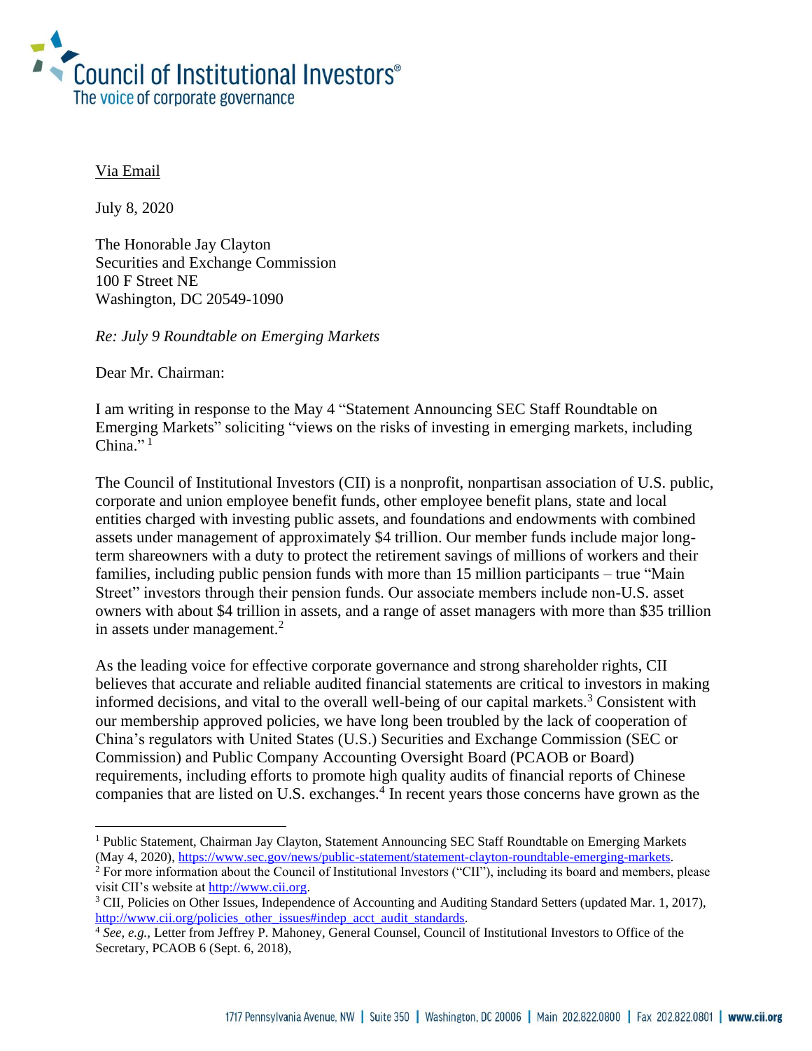# Council of Institutional Investors®
The voice of corporate governance

Via Email

July 8, 2020

The Honorable Jay Clayton
Securities and Exchange Commission
100 F Street NE
Washington, DC 20549-1090

*Re: July 9 Roundtable on Emerging Markets*

Dear Mr. Chairman:

I am writing in response to the May 4 "Statement Announcing SEC Staff Roundtable on Emerging Markets" soliciting "views on the risks of investing in emerging markets, including China."[1]

The Council of Institutional Investors (CII) is a nonprofit, nonpartisan association of U.S. public, corporate and union employee benefit funds, other employee benefit plans, state and local entities charged with investing public assets, and foundations and endowments with combined assets under management of approximately $4 trillion. Our member funds include major long-term shareowners with a duty to protect the retirement savings of millions of workers and their families, including public pension funds with more than 15 million participants – true "Main Street" investors through their pension funds. Our associate members include non-U.S. asset owners with about $4 trillion in assets, and a range of asset managers with more than $35 trillion in assets under management.[2]

As the leading voice for effective corporate governance and strong shareholder rights, CII believes that accurate and reliable audited financial statements are critical to investors in making informed decisions, and vital to the overall well-being of our capital markets.[3] Consistent with our membership approved policies, we have long been troubled by the lack of cooperation of China's regulators with United States (U.S.) Securities and Exchange Commission (SEC or Commission) and Public Company Accounting Oversight Board (PCAOB or Board) requirements, including efforts to promote high quality audits of financial reports of Chinese companies that are listed on U.S. exchanges.[4] In recent years those concerns have grown as the

---

[1] Public Statement, Chairman Jay Clayton, Statement Announcing SEC Staff Roundtable on Emerging Markets (May 4, 2020), https://www.sec.gov/news/public-statement/statement-clayton-roundtable-emerging-markets.

[2] For more information about the Council of Institutional Investors ("CII"), including its board and members, please visit CII's website at http://www.cii.org.

[3] CII, Policies on Other Issues, Independence of Accounting and Auditing Standard Setters (updated Mar. 1, 2017), http://www.cii.org/policies_other_issues#indep_acct_audit_standards.

[4] *See, e.g.,* Letter from Jeffrey P. Mahoney, General Counsel, Council of Institutional Investors to Office of the Secretary, PCAOB 6 (Sept. 6, 2018),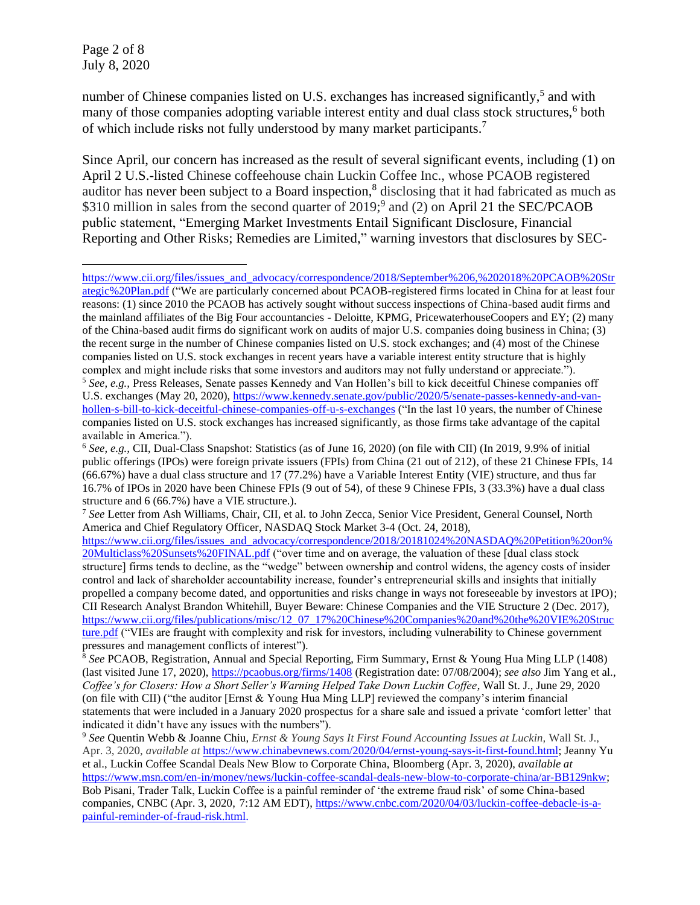number of Chinese companies listed on U.S. exchanges has increased significantly,[5] and with many of those companies adopting variable interest entity and dual class stock structures,[6] both of which include risks not fully understood by many market participants.[7]

Since April, our concern has increased as the result of several significant events, including (1) on April 2 U.S.-listed Chinese coffeehouse chain Luckin Coffee Inc., whose PCAOB registered auditor has never been subject to a Board inspection,[8] disclosing that it had fabricated as much as \$310 million in sales from the second quarter of 2019;[9] and (2) on April 21 the SEC/PCAOB public statement, "Emerging Market Investments Entail Significant Disclosure, Financial Reporting and Other Risks; Remedies are Limited," warning investors that disclosures by SEC-

---

https://www.cii.org/files/issues_and_advocacy/correspondence/2018/September%206,%202018%20PCAOB%20Strategic%20Plan.pdf ("We are particularly concerned about PCAOB-registered firms located in China for at least four reasons: (1) since 2010 the PCAOB has actively sought without success inspections of China-based audit firms and the mainland affiliates of the Big Four accountancies - Deloitte, KPMG, PricewaterhouseCoopers and EY; (2) many of the China-based audit firms do significant work on audits of major U.S. companies doing business in China; (3) the recent surge in the number of Chinese companies listed on U.S. stock exchanges; and (4) most of the Chinese companies listed on U.S. stock exchanges in recent years have a variable interest entity structure that is highly complex and might include risks that some investors and auditors may not fully understand or appreciate.").

[5] *See, e.g.,* Press Releases, Senate passes Kennedy and Van Hollen's bill to kick deceitful Chinese companies off U.S. exchanges (May 20, 2020), https://www.kennedy.senate.gov/public/2020/5/senate-passes-kennedy-and-van-hollen-s-bill-to-kick-deceitful-chinese-companies-off-u-s-exchanges ("In the last 10 years, the number of Chinese companies listed on U.S. stock exchanges has increased significantly, as those firms take advantage of the capital available in America.").

[6] *See, e.g.,* CII, Dual-Class Snapshot: Statistics (as of June 16, 2020) (on file with CII) (In 2019, 9.9% of initial public offerings (IPOs) were foreign private issuers (FPIs) from China (21 out of 212), of these 21 Chinese FPIs, 14 (66.67%) have a dual class structure and 17 (77.2%) have a Variable Interest Entity (VIE) structure, and thus far 16.7% of IPOs in 2020 have been Chinese FPIs (9 out of 54), of these 9 Chinese FPIs, 3 (33.3%) have a dual class structure and 6 (66.7%) have a VIE structure.).

[7] *See* Letter from Ash Williams, Chair, CII, et al. to John Zecca, Senior Vice President, General Counsel, North America and Chief Regulatory Officer, NASDAQ Stock Market 3-4 (Oct. 24, 2018), https://www.cii.org/files/issues_and_advocacy/correspondence/2018/20181024%20NASDAQ%20Petition%20on%20Multiclass%20Sunsets%20FINAL.pdf ("over time and on average, the valuation of these [dual class stock structure] firms tends to decline, as the "wedge" between ownership and control widens, the agency costs of insider control and lack of shareholder accountability increase, founder's entrepreneurial skills and insights that initially propelled a company become dated, and opportunities and risks change in ways not foreseeable by investors at IPO); CII Research Analyst Brandon Whitehill, Buyer Beware: Chinese Companies and the VIE Structure 2 (Dec. 2017), https://www.cii.org/files/publications/misc/12_07_17%20Chinese%20Companies%20and%20the%20VIE%20Structure.pdf ("VIEs are fraught with complexity and risk for investors, including vulnerability to Chinese government pressures and management conflicts of interest").

[8] *See* PCAOB, Registration, Annual and Special Reporting, Firm Summary, Ernst & Young Hua Ming LLP (1408) (last visited June 17, 2020), https://pcaobus.org/firms/1408 (Registration date: 07/08/2004); *see also* Jim Yang et al., *Coffee's for Closers: How a Short Seller's Warning Helped Take Down Luckin Coffee*, Wall St. J., June 29, 2020 (on file with CII) ("the auditor [Ernst & Young Hua Ming LLP] reviewed the company's interim financial statements that were included in a January 2020 prospectus for a share sale and issued a private 'comfort letter' that indicated it didn't have any issues with the numbers").

[9] *See* Quentin Webb & Joanne Chiu, *Ernst & Young Says It First Found Accounting Issues at Luckin,* Wall St. J., Apr. 3, 2020, *available at* https://www.chinabevnews.com/2020/04/ernst-young-says-it-first-found.html; Jeanny Yu et al., Luckin Coffee Scandal Deals New Blow to Corporate China, Bloomberg (Apr. 3, 2020), *available at* https://www.msn.com/en-in/money/news/luckin-coffee-scandal-deals-new-blow-to-corporate-china/ar-BB129nkw; Bob Pisani, Trader Talk, Luckin Coffee is a painful reminder of 'the extreme fraud risk' of some China-based companies, CNBC (Apr. 3, 2020, 7:12 AM EDT), https://www.cnbc.com/2020/04/03/luckin-coffee-debacle-is-a-painful-reminder-of-fraud-risk.html.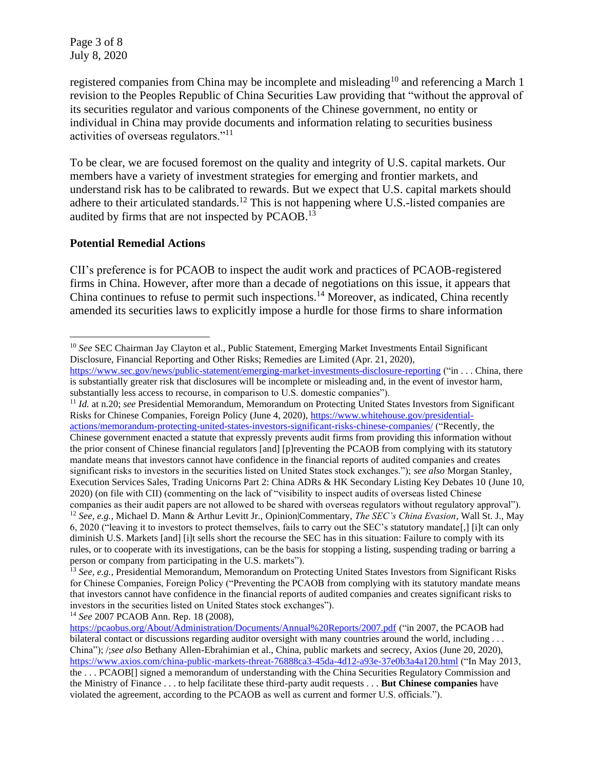registered companies from China may be incomplete and misleading[10] and referencing a March 1 revision to the Peoples Republic of China Securities Law providing that "without the approval of its securities regulator and various components of the Chinese government, no entity or individual in China may provide documents and information relating to securities business activities of overseas regulators."[11]

To be clear, we are focused foremost on the quality and integrity of U.S. capital markets. Our members have a variety of investment strategies for emerging and frontier markets, and understand risk has to be calibrated to rewards. But we expect that U.S. capital markets should adhere to their articulated standards.[12] This is not happening where U.S.-listed companies are audited by firms that are not inspected by PCAOB.[13]

**Potential Remedial Actions**

CII's preference is for PCAOB to inspect the audit work and practices of PCAOB-registered firms in China. However, after more than a decade of negotiations on this issue, it appears that China continues to refuse to permit such inspections.[14] Moreover, as indicated, China recently amended its securities laws to explicitly impose a hurdle for those firms to share information

---

[10] *See* SEC Chairman Jay Clayton et al., Public Statement, Emerging Market Investments Entail Significant Disclosure, Financial Reporting and Other Risks; Remedies are Limited (Apr. 21, 2020), https://www.sec.gov/news/public-statement/emerging-market-investments-disclosure-reporting ("in . . . China, there is substantially greater risk that disclosures will be incomplete or misleading and, in the event of investor harm, substantially less access to recourse, in comparison to U.S. domestic companies").

[11] *Id.* at n.20; *see* Presidential Memorandum, Memorandum on Protecting United States Investors from Significant Risks for Chinese Companies, Foreign Policy (June 4, 2020), https://www.whitehouse.gov/presidential-actions/memorandum-protecting-united-states-investors-significant-risks-chinese-companies/ ("Recently, the Chinese government enacted a statute that expressly prevents audit firms from providing this information without the prior consent of Chinese financial regulators [and] [p]reventing the PCAOB from complying with its statutory mandate means that investors cannot have confidence in the financial reports of audited companies and creates significant risks to investors in the securities listed on United States stock exchanges."); *see also* Morgan Stanley, Execution Services Sales, Trading Unicorns Part 2: China ADRs & HK Secondary Listing Key Debates 10 (June 10, 2020) (on file with CII) (commenting on the lack of "visibility to inspect audits of overseas listed Chinese companies as their audit papers are not allowed to be shared with overseas regulators without regulatory approval").

[12] *See, e.g.,* Michael D. Mann & Arthur Levitt Jr., Opinion|Commentary, *The SEC's China Evasion*, Wall St. J., May 6, 2020 ("leaving it to investors to protect themselves, fails to carry out the SEC's statutory mandate[,] [i]t can only diminish U.S. Markets [and] [i]t sells short the recourse the SEC has in this situation: Failure to comply with its rules, or to cooperate with its investigations, can be the basis for stopping a listing, suspending trading or barring a person or company from participating in the U.S. markets").

[13] *See, e.g.,* Presidential Memorandum, Memorandum on Protecting United States Investors from Significant Risks for Chinese Companies, Foreign Policy ("Preventing the PCAOB from complying with its statutory mandate means that investors cannot have confidence in the financial reports of audited companies and creates significant risks to investors in the securities listed on United States stock exchanges").

[14] *See* 2007 PCAOB Ann. Rep. 18 (2008), https://pcaobus.org/About/Administration/Documents/Annual%20Reports/2007.pdf ("in 2007, the PCAOB had bilateral contact or discussions regarding auditor oversight with many countries around the world, including . . . China"); /;*see also* Bethany Allen-Ebrahimian et al., China, public markets and secrecy, Axios (June 20, 2020), https://www.axios.com/china-public-markets-threat-76888ca3-45da-4d12-a93e-37e0b3a4a120.html ("In May 2013, the . . . PCAOB[] signed a memorandum of understanding with the China Securities Regulatory Commission and the Ministry of Finance . . . to help facilitate these third-party audit requests . . . **But Chinese companies** have violated the agreement, according to the PCAOB as well as current and former U.S. officials.").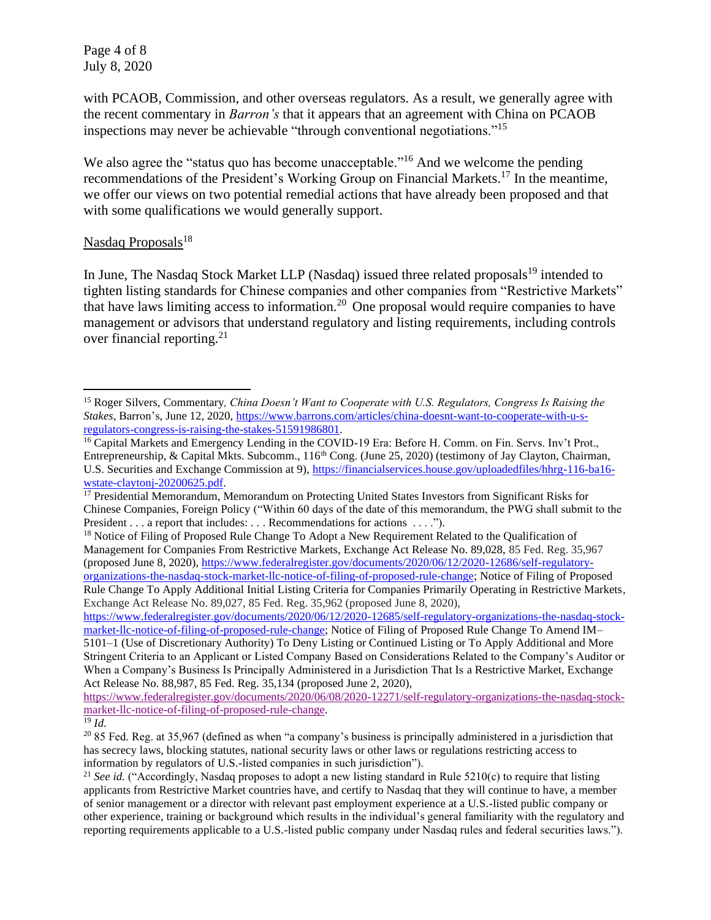with PCAOB, Commission, and other overseas regulators. As a result, we generally agree with the recent commentary in *Barron's* that it appears that an agreement with China on PCAOB inspections may never be achievable "through conventional negotiations."[15]

We also agree the "status quo has become unacceptable."[16] And we welcome the pending recommendations of the President's Working Group on Financial Markets.[17] In the meantime, we offer our views on two potential remedial actions that have already been proposed and that with some qualifications we would generally support.

Nasdaq Proposals[18]

In June, The Nasdaq Stock Market LLP (Nasdaq) issued three related proposals[19] intended to tighten listing standards for Chinese companies and other companies from "Restrictive Markets" that have laws limiting access to information.[20] One proposal would require companies to have management or advisors that understand regulatory and listing requirements, including controls over financial reporting.[21]

---

[15] Roger Silvers, Commentary, *China Doesn't Want to Cooperate with U.S. Regulators, Congress Is Raising the Stakes*, Barron's, June 12, 2020, https://www.barrons.com/articles/china-doesnt-want-to-cooperate-with-u-s-regulators-congress-is-raising-the-stakes-51591986801.

[16] Capital Markets and Emergency Lending in the COVID-19 Era: Before H. Comm. on Fin. Servs. Inv't Prot., Entrepreneurship, & Capital Mkts. Subcomm., 116th Cong. (June 25, 2020) (testimony of Jay Clayton, Chairman, U.S. Securities and Exchange Commission at 9), https://financialservices.house.gov/uploadedfiles/hhrg-116-ba16-wstate-claytonj-20200625.pdf.

[17] Presidential Memorandum, Memorandum on Protecting United States Investors from Significant Risks for Chinese Companies, Foreign Policy ("Within 60 days of the date of this memorandum, the PWG shall submit to the President . . . a report that includes: . . . Recommendations for actions . . . .").

[18] Notice of Filing of Proposed Rule Change To Adopt a New Requirement Related to the Qualification of Management for Companies From Restrictive Markets, Exchange Act Release No. 89,028, 85 Fed. Reg. 35,967 (proposed June 8, 2020), https://www.federalregister.gov/documents/2020/06/12/2020-12686/self-regulatory-organizations-the-nasdaq-stock-market-llc-notice-of-filing-of-proposed-rule-change; Notice of Filing of Proposed Rule Change To Apply Additional Initial Listing Criteria for Companies Primarily Operating in Restrictive Markets, Exchange Act Release No. 89,027, 85 Fed. Reg. 35,962 (proposed June 8, 2020), https://www.federalregister.gov/documents/2020/06/12/2020-12685/self-regulatory-organizations-the-nasdaq-stock-market-llc-notice-of-filing-of-proposed-rule-change; Notice of Filing of Proposed Rule Change To Amend IM–5101–1 (Use of Discretionary Authority) To Deny Listing or Continued Listing or To Apply Additional and More Stringent Criteria to an Applicant or Listed Company Based on Considerations Related to the Company's Auditor or When a Company's Business Is Principally Administered in a Jurisdiction That Is a Restrictive Market, Exchange Act Release No. 88,987, 85 Fed. Reg. 35,134 (proposed June 2, 2020), https://www.federalregister.gov/documents/2020/06/08/2020-12271/self-regulatory-organizations-the-nasdaq-stock-market-llc-notice-of-filing-of-proposed-rule-change.

[19] *Id.*

[20] 85 Fed. Reg. at 35,967 (defined as when "a company's business is principally administered in a jurisdiction that has secrecy laws, blocking statutes, national security laws or other laws or regulations restricting access to information by regulators of U.S.-listed companies in such jurisdiction").

[21] *See id.* ("Accordingly, Nasdaq proposes to adopt a new listing standard in Rule 5210(c) to require that listing applicants from Restrictive Market countries have, and certify to Nasdaq that they will continue to have, a member of senior management or a director with relevant past employment experience at a U.S.-listed public company or other experience, training or background which results in the individual's general familiarity with the regulatory and reporting requirements applicable to a U.S.-listed public company under Nasdaq rules and federal securities laws.").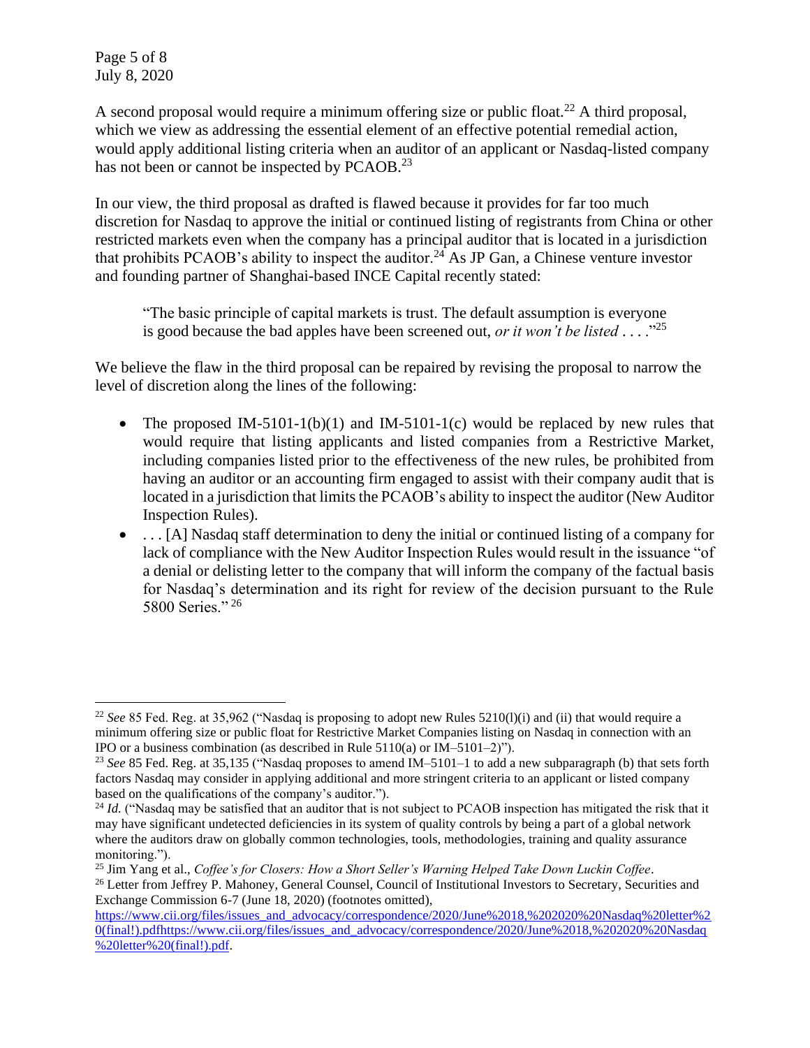A second proposal would require a minimum offering size or public float.[22] A third proposal, which we view as addressing the essential element of an effective potential remedial action, would apply additional listing criteria when an auditor of an applicant or Nasdaq-listed company has not been or cannot be inspected by PCAOB.[23]

In our view, the third proposal as drafted is flawed because it provides for far too much discretion for Nasdaq to approve the initial or continued listing of registrants from China or other restricted markets even when the company has a principal auditor that is located in a jurisdiction that prohibits PCAOB's ability to inspect the auditor.[24] As JP Gan, a Chinese venture investor and founding partner of Shanghai-based INCE Capital recently stated:

> "The basic principle of capital markets is trust. The default assumption is everyone is good because the bad apples have been screened out, *or it won't be listed* . . . ."[25]

We believe the flaw in the third proposal can be repaired by revising the proposal to narrow the level of discretion along the lines of the following:

- The proposed IM-5101-1(b)(1) and IM-5101-1(c) would be replaced by new rules that would require that listing applicants and listed companies from a Restrictive Market, including companies listed prior to the effectiveness of the new rules, be prohibited from having an auditor or an accounting firm engaged to assist with their company audit that is located in a jurisdiction that limits the PCAOB's ability to inspect the auditor (New Auditor Inspection Rules).
- . . . [A] Nasdaq staff determination to deny the initial or continued listing of a company for lack of compliance with the New Auditor Inspection Rules would result in the issuance "of a denial or delisting letter to the company that will inform the company of the factual basis for Nasdaq's determination and its right for review of the decision pursuant to the Rule 5800 Series." [26]

---

[22] *See* 85 Fed. Reg. at 35,962 ("Nasdaq is proposing to adopt new Rules 5210(l)(i) and (ii) that would require a minimum offering size or public float for Restrictive Market Companies listing on Nasdaq in connection with an IPO or a business combination (as described in Rule 5110(a) or IM–5101–2)").

[23] *See* 85 Fed. Reg. at 35,135 ("Nasdaq proposes to amend IM–5101–1 to add a new subparagraph (b) that sets forth factors Nasdaq may consider in applying additional and more stringent criteria to an applicant or listed company based on the qualifications of the company's auditor.").

[24] *Id.* ("Nasdaq may be satisfied that an auditor that is not subject to PCAOB inspection has mitigated the risk that it may have significant undetected deficiencies in its system of quality controls by being a part of a global network where the auditors draw on globally common technologies, tools, methodologies, training and quality assurance monitoring.").

[25] Jim Yang et al., *Coffee's for Closers: How a Short Seller's Warning Helped Take Down Luckin Coffee*.

[26] Letter from Jeffrey P. Mahoney, General Counsel, Council of Institutional Investors to Secretary, Securities and Exchange Commission 6-7 (June 18, 2020) (footnotes omitted), https://www.cii.org/files/issues_and_advocacy/correspondence/2020/June%2018,%202020%20Nasdaq%20letter%20(final!).pdfhttps://www.cii.org/files/issues_and_advocacy/correspondence/2020/June%2018,%202020%20Nasdaq%20letter%20(final!).pdf.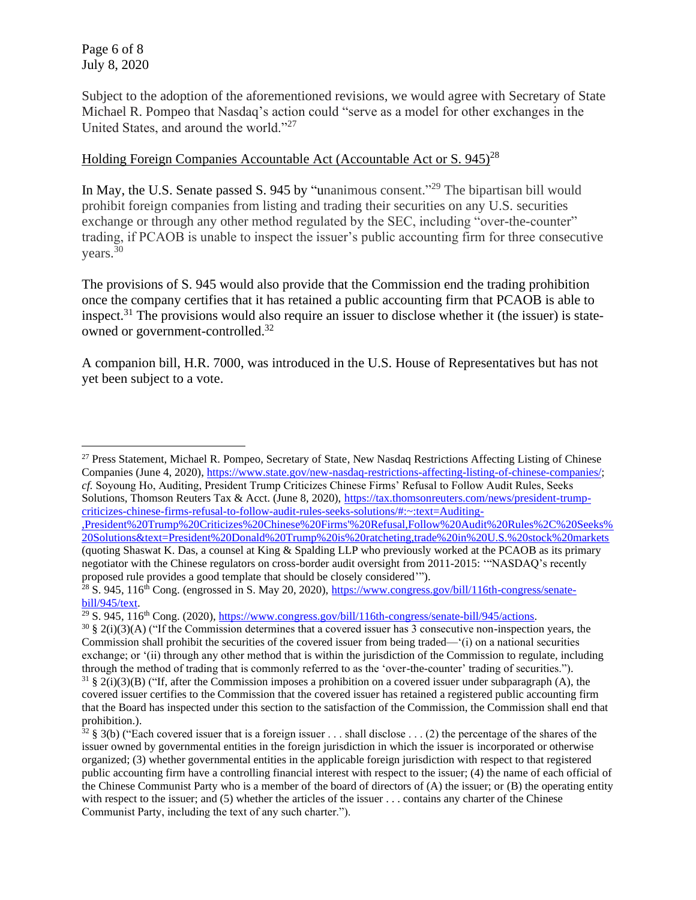Subject to the adoption of the aforementioned revisions, we would agree with Secretary of State Michael R. Pompeo that Nasdaq's action could "serve as a model for other exchanges in the United States, and around the world."[27]

<u>Holding Foreign Companies Accountable Act (Accountable Act or S. 945)</u>[28]

In May, the U.S. Senate passed S. 945 by "unanimous consent."[29] The bipartisan bill would prohibit foreign companies from listing and trading their securities on any U.S. securities exchange or through any other method regulated by the SEC, including "over-the-counter" trading, if PCAOB is unable to inspect the issuer's public accounting firm for three consecutive years.[30]

The provisions of S. 945 would also provide that the Commission end the trading prohibition once the company certifies that it has retained a public accounting firm that PCAOB is able to inspect.[31] The provisions would also require an issuer to disclose whether it (the issuer) is state-owned or government-controlled.[32]

A companion bill, H.R. 7000, was introduced in the U.S. House of Representatives but has not yet been subject to a vote.

---

[27] Press Statement, Michael R. Pompeo, Secretary of State, New Nasdaq Restrictions Affecting Listing of Chinese Companies (June 4, 2020), https://www.state.gov/new-nasdaq-restrictions-affecting-listing-of-chinese-companies/; *cf.* Soyoung Ho, Auditing, President Trump Criticizes Chinese Firms' Refusal to Follow Audit Rules, Seeks Solutions, Thomson Reuters Tax & Acct. (June 8, 2020), https://tax.thomsonreuters.com/news/president-trump-criticizes-chinese-firms-refusal-to-follow-audit-rules-seeks-solutions/#:~:text=Auditing-,President%20Trump%20Criticizes%20Chinese%20Firms'%20Refusal,Follow%20Audit%20Rules%2C%20Seeks%20Solutions&text=President%20Donald%20Trump%20is%20ratcheting,trade%20in%20U.S.%20stock%20markets (quoting Shaswat K. Das, a counsel at King & Spalding LLP who previously worked at the PCAOB as its primary negotiator with the Chinese regulators on cross-border audit oversight from 2011-2015: '"NASDAQ's recently proposed rule provides a good template that should be closely considered'").

[28] S. 945, 116th Cong. (engrossed in S. May 20, 2020), https://www.congress.gov/bill/116th-congress/senate-bill/945/text.

[29] S. 945, 116th Cong. (2020), https://www.congress.gov/bill/116th-congress/senate-bill/945/actions.

[30] § 2(i)(3)(A) ("If the Commission determines that a covered issuer has 3 consecutive non-inspection years, the Commission shall prohibit the securities of the covered issuer from being traded—'(i) on a national securities exchange; or '(ii) through any other method that is within the jurisdiction of the Commission to regulate, including through the method of trading that is commonly referred to as the 'over-the-counter' trading of securities.").

[31] § 2(i)(3)(B) ("If, after the Commission imposes a prohibition on a covered issuer under subparagraph (A), the covered issuer certifies to the Commission that the covered issuer has retained a registered public accounting firm that the Board has inspected under this section to the satisfaction of the Commission, the Commission shall end that prohibition.).

[32] § 3(b) ("Each covered issuer that is a foreign issuer . . . shall disclose . . . (2) the percentage of the shares of the issuer owned by governmental entities in the foreign jurisdiction in which the issuer is incorporated or otherwise organized; (3) whether governmental entities in the applicable foreign jurisdiction with respect to that registered public accounting firm have a controlling financial interest with respect to the issuer; (4) the name of each official of the Chinese Communist Party who is a member of the board of directors of (A) the issuer; or (B) the operating entity with respect to the issuer; and (5) whether the articles of the issuer . . . contains any charter of the Chinese Communist Party, including the text of any such charter.").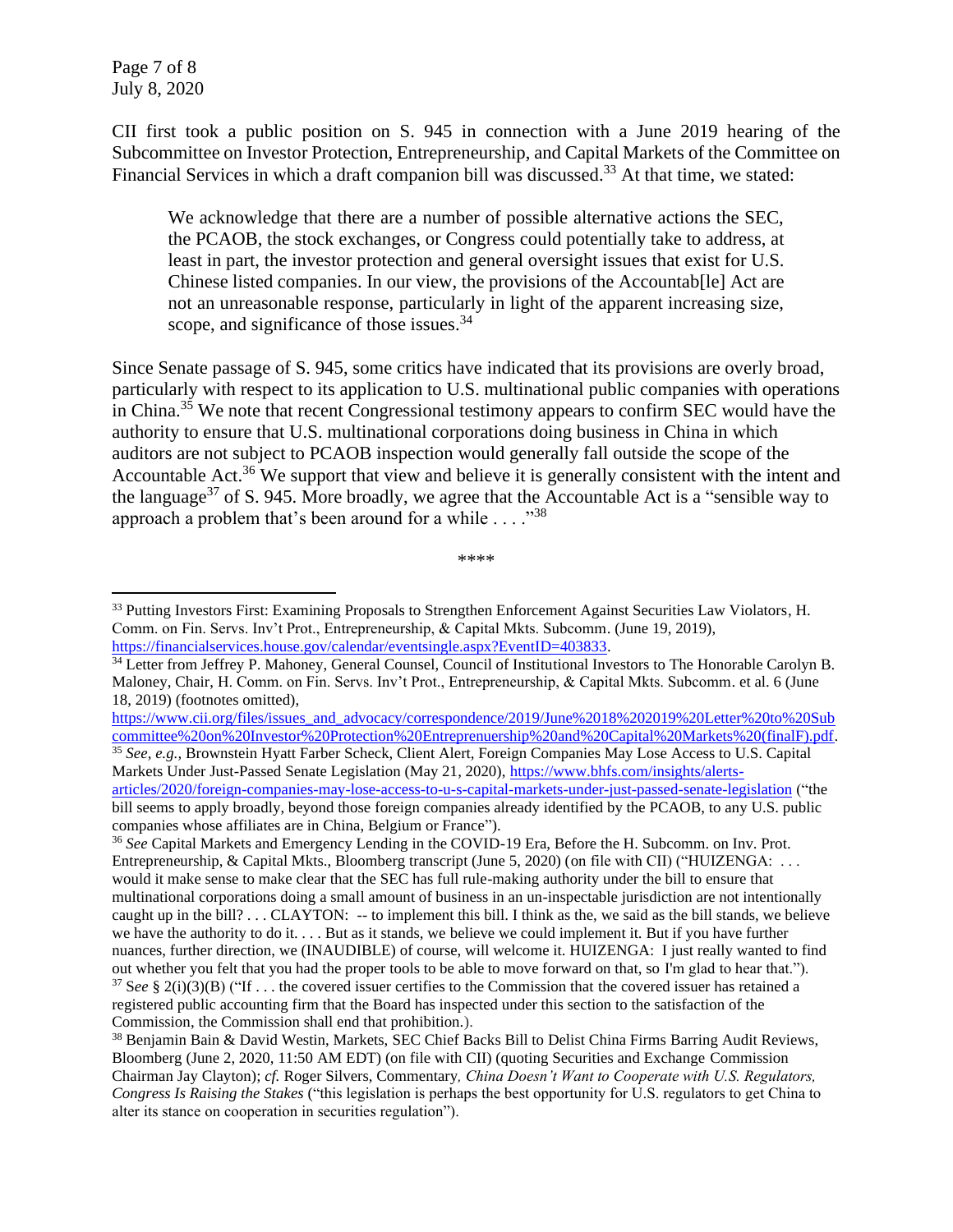CII first took a public position on S. 945 in connection with a June 2019 hearing of the Subcommittee on Investor Protection, Entrepreneurship, and Capital Markets of the Committee on Financial Services in which a draft companion bill was discussed.[33] At that time, we stated:

> We acknowledge that there are a number of possible alternative actions the SEC, the PCAOB, the stock exchanges, or Congress could potentially take to address, at least in part, the investor protection and general oversight issues that exist for U.S. Chinese listed companies. In our view, the provisions of the Accountab[le] Act are not an unreasonable response, particularly in light of the apparent increasing size, scope, and significance of those issues.[34]

Since Senate passage of S. 945, some critics have indicated that its provisions are overly broad, particularly with respect to its application to U.S. multinational public companies with operations in China.[35] We note that recent Congressional testimony appears to confirm SEC would have the authority to ensure that U.S. multinational corporations doing business in China in which auditors are not subject to PCAOB inspection would generally fall outside the scope of the Accountable Act.[36] We support that view and believe it is generally consistent with the intent and the language[37] of S. 945. More broadly, we agree that the Accountable Act is a "sensible way to approach a problem that's been around for a while . . . ."[38]

\*\*\*\*

---

[33] Putting Investors First: Examining Proposals to Strengthen Enforcement Against Securities Law Violators, H. Comm. on Fin. Servs. Inv't Prot., Entrepreneurship, & Capital Mkts. Subcomm. (June 19, 2019), https://financialservices.house.gov/calendar/eventsingle.aspx?EventID=403833.

[34] Letter from Jeffrey P. Mahoney, General Counsel, Council of Institutional Investors to The Honorable Carolyn B. Maloney, Chair, H. Comm. on Fin. Servs. Inv't Prot., Entrepreneurship, & Capital Mkts. Subcomm. et al. 6 (June 18, 2019) (footnotes omitted), https://www.cii.org/files/issues_and_advocacy/correspondence/2019/June%2018%202019%20Letter%20to%20Subcommittee%20on%20Investor%20Protection%20Entreprenuership%20and%20Capital%20Markets%20(finalF).pdf.

[35] *See, e.g.,* Brownstein Hyatt Farber Scheck, Client Alert, Foreign Companies May Lose Access to U.S. Capital Markets Under Just-Passed Senate Legislation (May 21, 2020), https://www.bhfs.com/insights/alerts-articles/2020/foreign-companies-may-lose-access-to-u-s-capital-markets-under-just-passed-senate-legislation ("the bill seems to apply broadly, beyond those foreign companies already identified by the PCAOB, to any U.S. public companies whose affiliates are in China, Belgium or France").

[36] *See* Capital Markets and Emergency Lending in the COVID-19 Era, Before the H. Subcomm. on Inv. Prot. Entrepreneurship, & Capital Mkts., Bloomberg transcript (June 5, 2020) (on file with CII) ("HUIZENGA: . . . would it make sense to make clear that the SEC has full rule-making authority under the bill to ensure that multinational corporations doing a small amount of business in an un-inspectable jurisdiction are not intentionally caught up in the bill? . . . CLAYTON: -- to implement this bill. I think as the, we said as the bill stands, we believe we have the authority to do it. . . . But as it stands, we believe we could implement it. But if you have further nuances, further direction, we (INAUDIBLE) of course, will welcome it. HUIZENGA: I just really wanted to find out whether you felt that you had the proper tools to be able to move forward on that, so I'm glad to hear that.").

[37] S*ee* § 2(i)(3)(B) ("If . . . the covered issuer certifies to the Commission that the covered issuer has retained a registered public accounting firm that the Board has inspected under this section to the satisfaction of the Commission, the Commission shall end that prohibition.).

[38] Benjamin Bain & David Westin, Markets, SEC Chief Backs Bill to Delist China Firms Barring Audit Reviews, Bloomberg (June 2, 2020, 11:50 AM EDT) (on file with CII) (quoting Securities and Exchange Commission Chairman Jay Clayton); *cf.* Roger Silvers, Commentary, *China Doesn't Want to Cooperate with U.S. Regulators, Congress Is Raising the Stakes* ("this legislation is perhaps the best opportunity for U.S. regulators to get China to alter its stance on cooperation in securities regulation").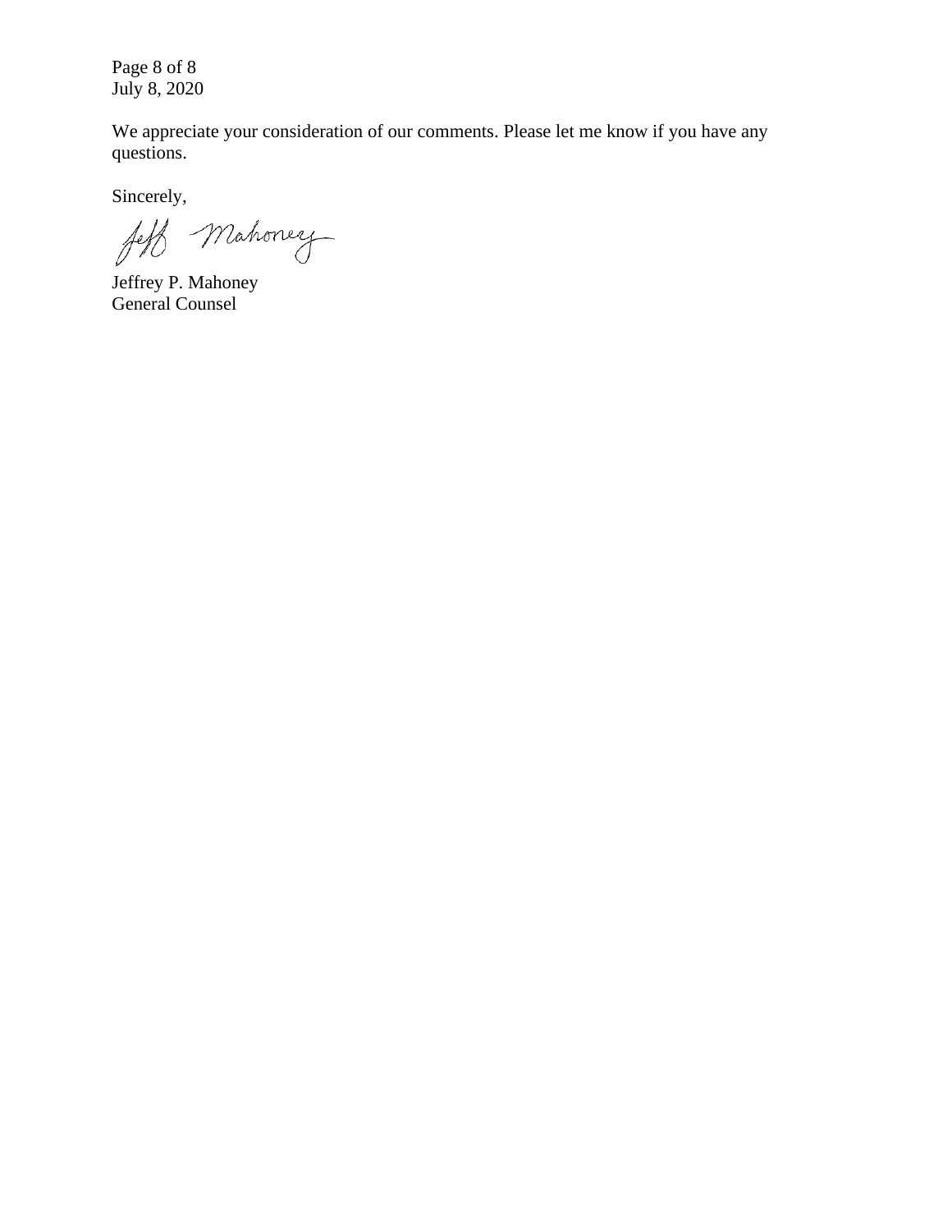We appreciate your consideration of our comments. Please let me know if you have any questions.

Sincerely,

Jeffrey P. Mahoney
General Counsel